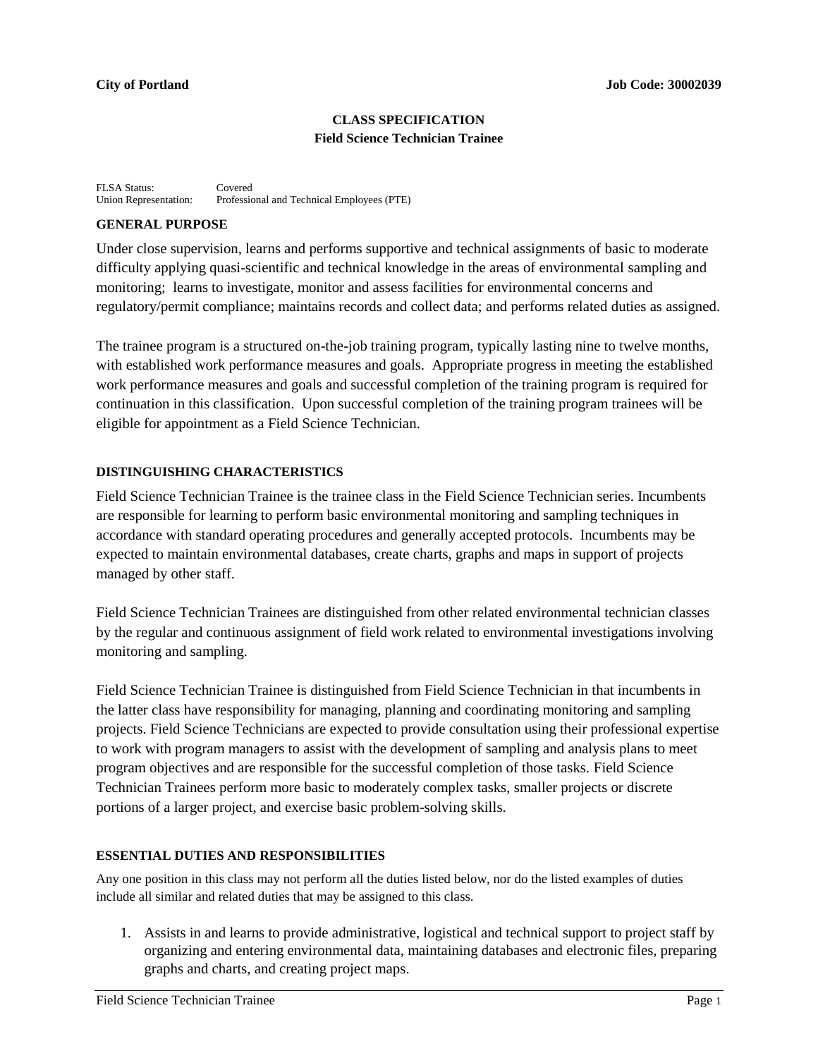**City of Portland** **Job Code: 30002039**

# CLASS SPECIFICATION
## Field Science Technician Trainee

FLSA Status: Covered
Union Representation: Professional and Technical Employees (PTE)

### GENERAL PURPOSE

Under close supervision, learns and performs supportive and technical assignments of basic to moderate difficulty applying quasi-scientific and technical knowledge in the areas of environmental sampling and monitoring; learns to investigate, monitor and assess facilities for environmental concerns and regulatory/permit compliance; maintains records and collect data; and performs related duties as assigned.

The trainee program is a structured on-the-job training program, typically lasting nine to twelve months, with established work performance measures and goals. Appropriate progress in meeting the established work performance measures and goals and successful completion of the training program is required for continuation in this classification. Upon successful completion of the training program trainees will be eligible for appointment as a Field Science Technician.

### DISTINGUISHING CHARACTERISTICS

Field Science Technician Trainee is the trainee class in the Field Science Technician series. Incumbents are responsible for learning to perform basic environmental monitoring and sampling techniques in accordance with standard operating procedures and generally accepted protocols. Incumbents may be expected to maintain environmental databases, create charts, graphs and maps in support of projects managed by other staff.

Field Science Technician Trainees are distinguished from other related environmental technician classes by the regular and continuous assignment of field work related to environmental investigations involving monitoring and sampling.

Field Science Technician Trainee is distinguished from Field Science Technician in that incumbents in the latter class have responsibility for managing, planning and coordinating monitoring and sampling projects. Field Science Technicians are expected to provide consultation using their professional expertise to work with program managers to assist with the development of sampling and analysis plans to meet program objectives and are responsible for the successful completion of those tasks. Field Science Technician Trainees perform more basic to moderately complex tasks, smaller projects or discrete portions of a larger project, and exercise basic problem-solving skills.

### ESSENTIAL DUTIES AND RESPONSIBILITIES

Any one position in this class may not perform all the duties listed below, nor do the listed examples of duties include all similar and related duties that may be assigned to this class.

1. Assists in and learns to provide administrative, logistical and technical support to project staff by organizing and entering environmental data, maintaining databases and electronic files, preparing graphs and charts, and creating project maps.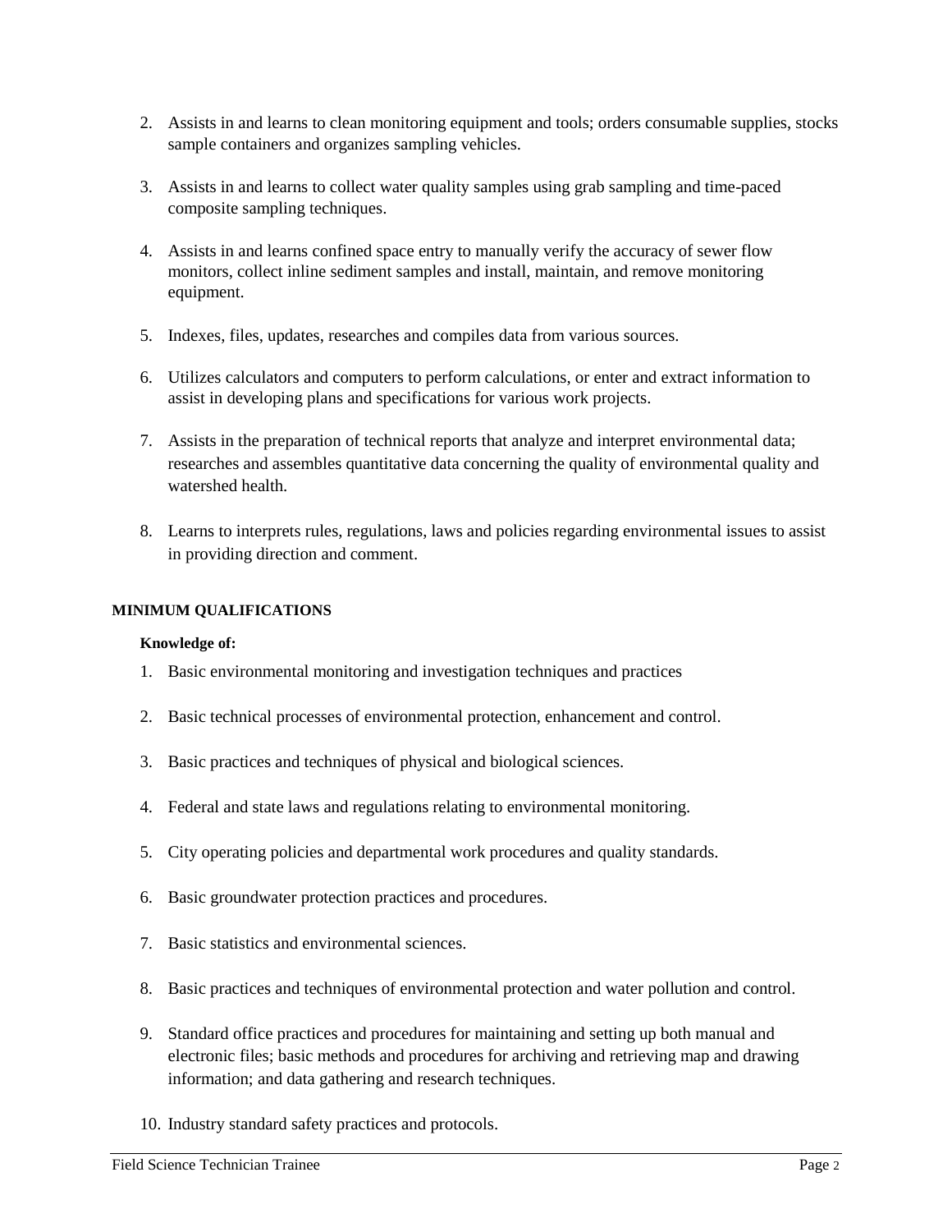2. Assists in and learns to clean monitoring equipment and tools; orders consumable supplies, stocks sample containers and organizes sampling vehicles.

3. Assists in and learns to collect water quality samples using grab sampling and time-paced composite sampling techniques.

4. Assists in and learns confined space entry to manually verify the accuracy of sewer flow monitors, collect inline sediment samples and install, maintain, and remove monitoring equipment.

5. Indexes, files, updates, researches and compiles data from various sources.

6. Utilizes calculators and computers to perform calculations, or enter and extract information to assist in developing plans and specifications for various work projects.

7. Assists in the preparation of technical reports that analyze and interpret environmental data; researches and assembles quantitative data concerning the quality of environmental quality and watershed health.

8. Learns to interprets rules, regulations, laws and policies regarding environmental issues to assist in providing direction and comment.

**MINIMUM QUALIFICATIONS**

**Knowledge of:**

1. Basic environmental monitoring and investigation techniques and practices

2. Basic technical processes of environmental protection, enhancement and control.

3. Basic practices and techniques of physical and biological sciences.

4. Federal and state laws and regulations relating to environmental monitoring.

5. City operating policies and departmental work procedures and quality standards.

6. Basic groundwater protection practices and procedures.

7. Basic statistics and environmental sciences.

8. Basic practices and techniques of environmental protection and water pollution and control.

9. Standard office practices and procedures for maintaining and setting up both manual and electronic files; basic methods and procedures for archiving and retrieving map and drawing information; and data gathering and research techniques.

10. Industry standard safety practices and protocols.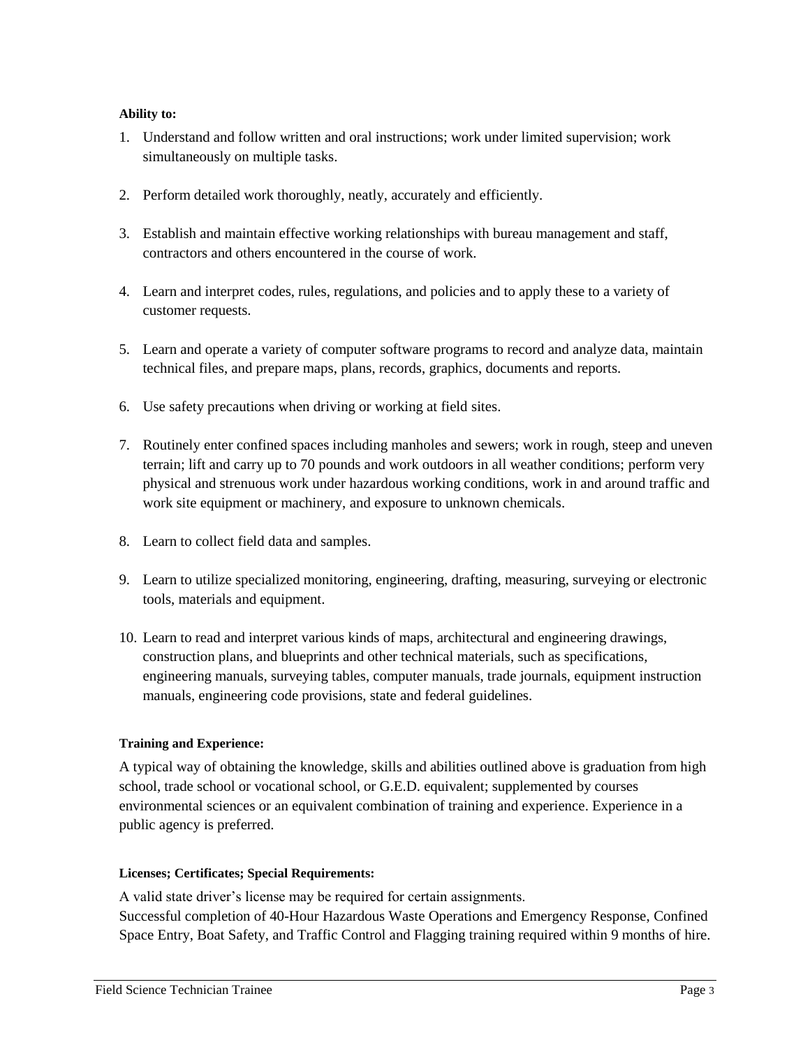**Ability to:**

1. Understand and follow written and oral instructions; work under limited supervision; work simultaneously on multiple tasks.

2. Perform detailed work thoroughly, neatly, accurately and efficiently.

3. Establish and maintain effective working relationships with bureau management and staff, contractors and others encountered in the course of work.

4. Learn and interpret codes, rules, regulations, and policies and to apply these to a variety of customer requests.

5. Learn and operate a variety of computer software programs to record and analyze data, maintain technical files, and prepare maps, plans, records, graphics, documents and reports.

6. Use safety precautions when driving or working at field sites.

7. Routinely enter confined spaces including manholes and sewers; work in rough, steep and uneven terrain; lift and carry up to 70 pounds and work outdoors in all weather conditions; perform very physical and strenuous work under hazardous working conditions, work in and around traffic and work site equipment or machinery, and exposure to unknown chemicals.

8. Learn to collect field data and samples.

9. Learn to utilize specialized monitoring, engineering, drafting, measuring, surveying or electronic tools, materials and equipment.

10. Learn to read and interpret various kinds of maps, architectural and engineering drawings, construction plans, and blueprints and other technical materials, such as specifications, engineering manuals, surveying tables, computer manuals, trade journals, equipment instruction manuals, engineering code provisions, state and federal guidelines.

**Training and Experience:**

A typical way of obtaining the knowledge, skills and abilities outlined above is graduation from high school, trade school or vocational school, or G.E.D. equivalent; supplemented by courses environmental sciences or an equivalent combination of training and experience. Experience in a public agency is preferred.

**Licenses; Certificates; Special Requirements:**

A valid state driver's license may be required for certain assignments.
Successful completion of 40-Hour Hazardous Waste Operations and Emergency Response, Confined Space Entry, Boat Safety, and Traffic Control and Flagging training required within 9 months of hire.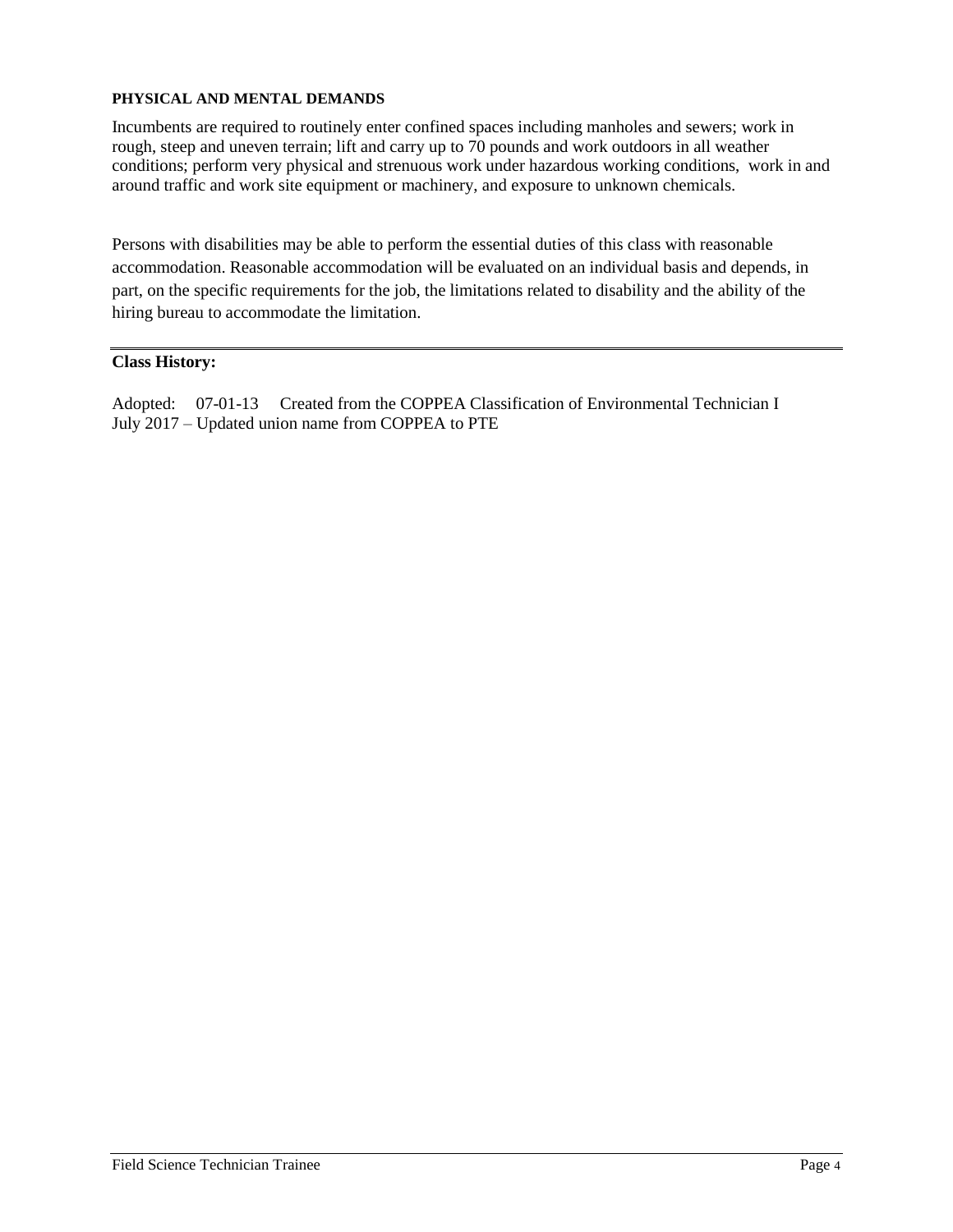**PHYSICAL AND MENTAL DEMANDS**

Incumbents are required to routinely enter confined spaces including manholes and sewers; work in rough, steep and uneven terrain; lift and carry up to 70 pounds and work outdoors in all weather conditions; perform very physical and strenuous work under hazardous working conditions, work in and around traffic and work site equipment or machinery, and exposure to unknown chemicals.

Persons with disabilities may be able to perform the essential duties of this class with reasonable accommodation. Reasonable accommodation will be evaluated on an individual basis and depends, in part, on the specific requirements for the job, the limitations related to disability and the ability of the hiring bureau to accommodate the limitation.

---

**Class History:**

Adopted: 07-01-13 Created from the COPPEA Classification of Environmental Technician I
July 2017 – Updated union name from COPPEA to PTE